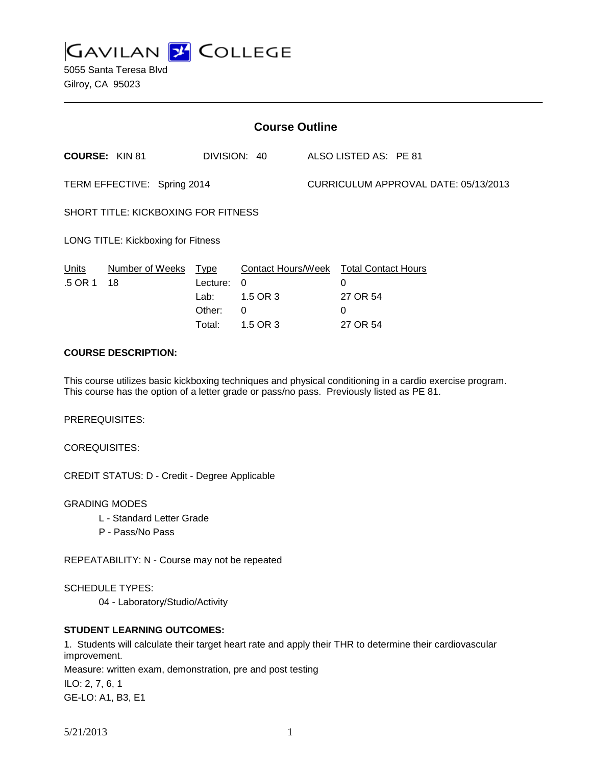# GAVILAN COLLEGE

5055 Santa Teresa Blvd
Gilroy, CA 95023

## Course Outline

**COURSE:** KIN 81 DIVISION: 40 ALSO LISTED AS: PE 81

TERM EFFECTIVE: Spring 2014 CURRICULUM APPROVAL DATE: 05/13/2013

SHORT TITLE: KICKBOXING FOR FITNESS

LONG TITLE: Kickboxing for Fitness

| Units | Number of Weeks | Type | Contact Hours/Week | Total Contact Hours |
|---|---|---|---|---|
| .5 OR 1 | 18 | Lecture: | 0 | 0 |
| | | Lab: | 1.5 OR 3 | 27 OR 54 |
| | | Other: | 0 | 0 |
| | | Total: | 1.5 OR 3 | 27 OR 54 |

**COURSE DESCRIPTION:**

This course utilizes basic kickboxing techniques and physical conditioning in a cardio exercise program. This course has the option of a letter grade or pass/no pass. Previously listed as PE 81.

PREREQUISITES:

COREQUISITES:

CREDIT STATUS: D - Credit - Degree Applicable

GRADING MODES

L - Standard Letter Grade
P - Pass/No Pass

REPEATABILITY: N - Course may not be repeated

SCHEDULE TYPES:

04 - Laboratory/Studio/Activity

**STUDENT LEARNING OUTCOMES:**

1. Students will calculate their target heart rate and apply their THR to determine their cardiovascular improvement.
Measure: written exam, demonstration, pre and post testing
ILO: 2, 7, 6, 1
GE-LO: A1, B3, E1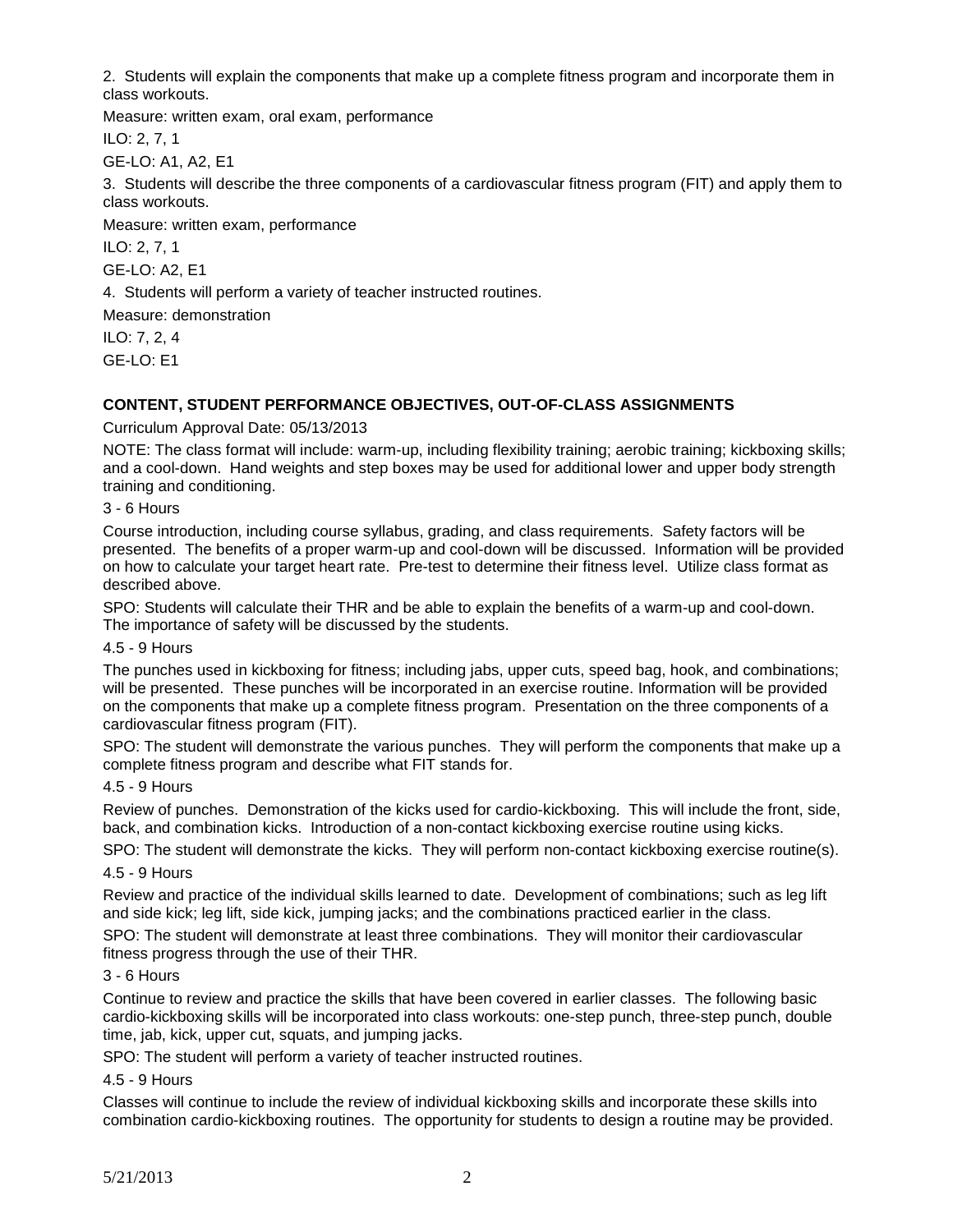2. Students will explain the components that make up a complete fitness program and incorporate them in class workouts.

Measure: written exam, oral exam, performance

ILO: 2, 7, 1

GE-LO: A1, A2, E1

3. Students will describe the three components of a cardiovascular fitness program (FIT) and apply them to class workouts.

Measure: written exam, performance

ILO: 2, 7, 1

GE-LO: A2, E1

4. Students will perform a variety of teacher instructed routines.

Measure: demonstration

ILO: 7, 2, 4

GE-LO: E1

**CONTENT, STUDENT PERFORMANCE OBJECTIVES, OUT-OF-CLASS ASSIGNMENTS**

Curriculum Approval Date: 05/13/2013

NOTE: The class format will include: warm-up, including flexibility training; aerobic training; kickboxing skills; and a cool-down. Hand weights and step boxes may be used for additional lower and upper body strength training and conditioning.

3 - 6 Hours

Course introduction, including course syllabus, grading, and class requirements. Safety factors will be presented. The benefits of a proper warm-up and cool-down will be discussed. Information will be provided on how to calculate your target heart rate. Pre-test to determine their fitness level. Utilize class format as described above.

SPO: Students will calculate their THR and be able to explain the benefits of a warm-up and cool-down. The importance of safety will be discussed by the students.

4.5 - 9 Hours

The punches used in kickboxing for fitness; including jabs, upper cuts, speed bag, hook, and combinations; will be presented. These punches will be incorporated in an exercise routine. Information will be provided on the components that make up a complete fitness program. Presentation on the three components of a cardiovascular fitness program (FIT).

SPO: The student will demonstrate the various punches. They will perform the components that make up a complete fitness program and describe what FIT stands for.

4.5 - 9 Hours

Review of punches. Demonstration of the kicks used for cardio-kickboxing. This will include the front, side, back, and combination kicks. Introduction of a non-contact kickboxing exercise routine using kicks.

SPO: The student will demonstrate the kicks. They will perform non-contact kickboxing exercise routine(s).

4.5 - 9 Hours

Review and practice of the individual skills learned to date. Development of combinations; such as leg lift and side kick; leg lift, side kick, jumping jacks; and the combinations practiced earlier in the class.

SPO: The student will demonstrate at least three combinations. They will monitor their cardiovascular fitness progress through the use of their THR.

3 - 6 Hours

Continue to review and practice the skills that have been covered in earlier classes. The following basic cardio-kickboxing skills will be incorporated into class workouts: one-step punch, three-step punch, double time, jab, kick, upper cut, squats, and jumping jacks.

SPO: The student will perform a variety of teacher instructed routines.

4.5 - 9 Hours

Classes will continue to include the review of individual kickboxing skills and incorporate these skills into combination cardio-kickboxing routines. The opportunity for students to design a routine may be provided.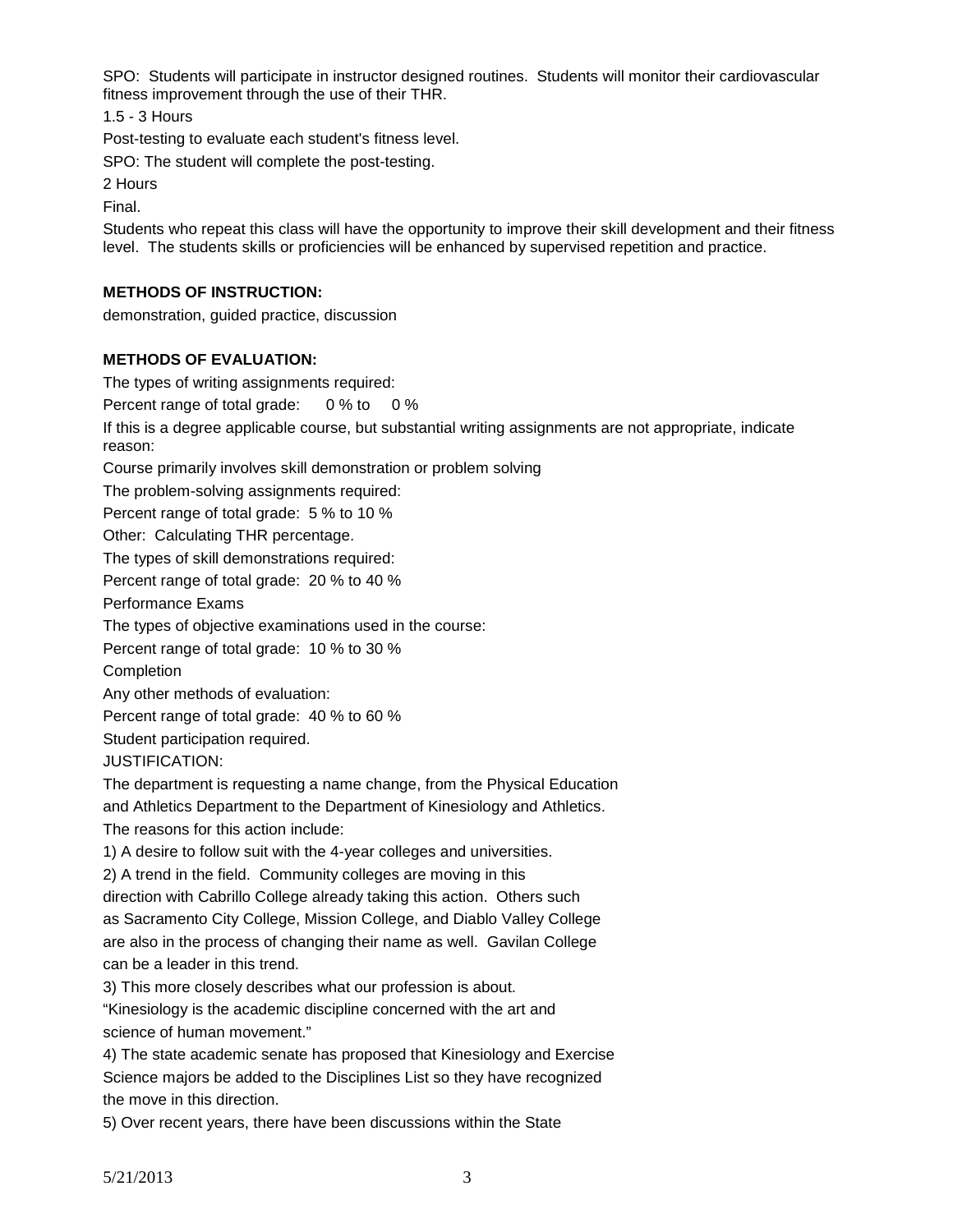SPO: Students will participate in instructor designed routines. Students will monitor their cardiovascular fitness improvement through the use of their THR.

1.5 - 3 Hours

Post-testing to evaluate each student's fitness level.

SPO: The student will complete the post-testing.

2 Hours

Final.

Students who repeat this class will have the opportunity to improve their skill development and their fitness level. The students skills or proficiencies will be enhanced by supervised repetition and practice.

**METHODS OF INSTRUCTION:**

demonstration, guided practice, discussion

**METHODS OF EVALUATION:**

The types of writing assignments required:

Percent range of total grade: 0 % to 0 %

If this is a degree applicable course, but substantial writing assignments are not appropriate, indicate reason:

Course primarily involves skill demonstration or problem solving

The problem-solving assignments required:

Percent range of total grade: 5 % to 10 %

Other: Calculating THR percentage.

The types of skill demonstrations required:

Percent range of total grade: 20 % to 40 %

Performance Exams

The types of objective examinations used in the course:

Percent range of total grade: 10 % to 30 %

Completion

Any other methods of evaluation:

Percent range of total grade: 40 % to 60 %

Student participation required.

JUSTIFICATION:

The department is requesting a name change, from the Physical Education and Athletics Department to the Department of Kinesiology and Athletics.

The reasons for this action include:

1) A desire to follow suit with the 4-year colleges and universities.

2) A trend in the field. Community colleges are moving in this direction with Cabrillo College already taking this action. Others such as Sacramento City College, Mission College, and Diablo Valley College are also in the process of changing their name as well. Gavilan College can be a leader in this trend.

3) This more closely describes what our profession is about. "Kinesiology is the academic discipline concerned with the art and science of human movement."

4) The state academic senate has proposed that Kinesiology and Exercise Science majors be added to the Disciplines List so they have recognized the move in this direction.

5) Over recent years, there have been discussions within the State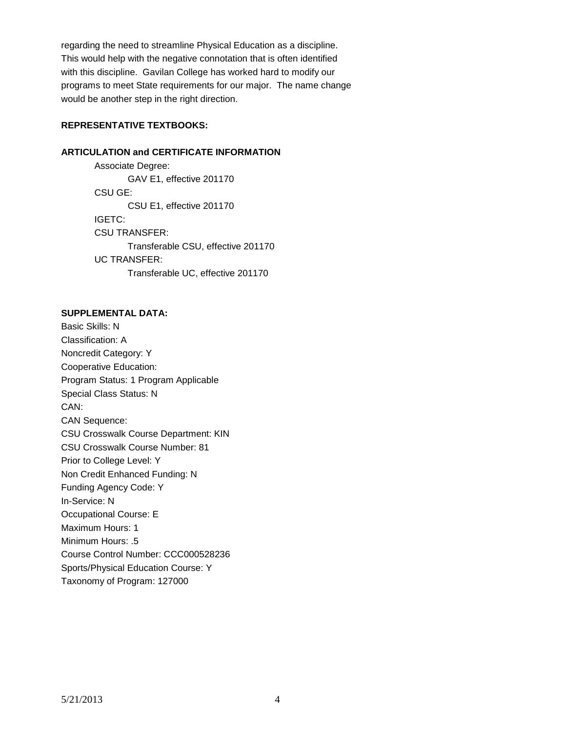regarding the need to streamline Physical Education as a discipline. This would help with the negative connotation that is often identified with this discipline. Gavilan College has worked hard to modify our programs to meet State requirements for our major. The name change would be another step in the right direction.

**REPRESENTATIVE TEXTBOOKS:**

**ARTICULATION and CERTIFICATE INFORMATION**

Associate Degree:
GAV E1, effective 201170
CSU GE:
CSU E1, effective 201170
IGETC:
CSU TRANSFER:
Transferable CSU, effective 201170
UC TRANSFER:
Transferable UC, effective 201170

**SUPPLEMENTAL DATA:**

Basic Skills: N
Classification: A
Noncredit Category: Y
Cooperative Education:
Program Status: 1 Program Applicable
Special Class Status: N
CAN:
CAN Sequence:
CSU Crosswalk Course Department: KIN
CSU Crosswalk Course Number: 81
Prior to College Level: Y
Non Credit Enhanced Funding: N
Funding Agency Code: Y
In-Service: N
Occupational Course: E
Maximum Hours: 1
Minimum Hours: .5
Course Control Number: CCC000528236
Sports/Physical Education Course: Y
Taxonomy of Program: 127000